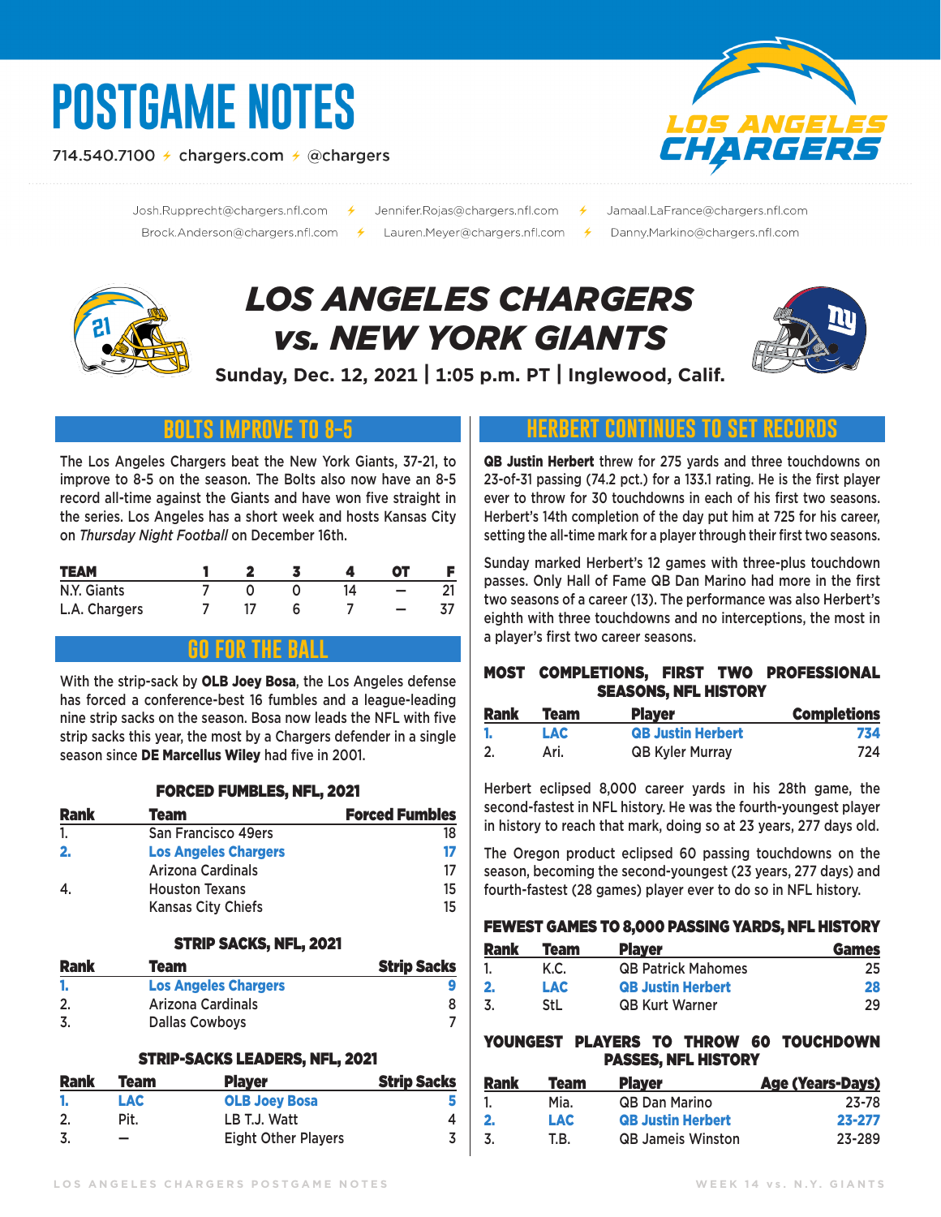# POSTGAME NOTES

714.540.7100 ⚡ chargers.com ⚡ @chargers

Josh.Rupprecht@chargers.nfl.com ⚡ Jennifer.Rojas@chargers.nfl.com ⚡ Jamaal.LaFrance@chargers.nfl.com
Brock.Anderson@chargers.nfl.com ⚡ Lauren.Meyer@chargers.nfl.com ⚡ Danny.Markino@chargers.nfl.com

# *LOS ANGELES CHARGERS vs. NEW YORK GIANTS*

**Sunday, Dec. 12, 2021 | 1:05 p.m. PT | Inglewood, Calif.**

## BOLTS IMPROVE TO 8-5

The Los Angeles Chargers beat the New York Giants, 37-21, to improve to 8-5 on the season. The Bolts also now have an 8-5 record all-time against the Giants and have won five straight in the series. Los Angeles has a short week and hosts Kansas City on *Thursday Night Football* on December 16th.

| TEAM | 1 | 2 | 3 | 4 | OT | F |
|---|---|---|---|---|---|---|
| N.Y. Giants | 7 | 0 | 0 | 14 | – | 21 |
| L.A. Chargers | 7 | 17 | 6 | 7 | – | 37 |

## GO FOR THE BALL

With the strip-sack by **OLB Joey Bosa**, the Los Angeles defense has forced a conference-best 16 fumbles and a league-leading nine strip sacks on the season. Bosa now leads the NFL with five strip sacks this year, the most by a Chargers defender in a single season since **DE Marcellus Wiley** had five in 2001.

### FORCED FUMBLES, NFL, 2021

| Rank | Team | Forced Fumbles |
|---|---|---|
| 1. | San Francisco 49ers | 18 |
| **2.** | **Los Angeles Chargers** | **17** |
| | Arizona Cardinals | 17 |
| 4. | Houston Texans | 15 |
| | Kansas City Chiefs | 15 |

### STRIP SACKS, NFL, 2021

| Rank | Team | Strip Sacks |
|---|---|---|
| **1.** | **Los Angeles Chargers** | **9** |
| 2. | Arizona Cardinals | 8 |
| 3. | Dallas Cowboys | 7 |

### STRIP-SACKS LEADERS, NFL, 2021

| Rank | Team | Player | Strip Sacks |
|---|---|---|---|
| **1.** | **LAC** | **OLB Joey Bosa** | **5** |
| 2. | Pit. | LB T.J. Watt | 4 |
| 3. | – | Eight Other Players | 3 |

## HERBERT CONTINUES TO SET RECORDS

**QB Justin Herbert** threw for 275 yards and three touchdowns on 23-of-31 passing (74.2 pct.) for a 133.1 rating. He is the first player ever to throw for 30 touchdowns in each of his first two seasons. Herbert's 14th completion of the day put him at 725 for his career, setting the all-time mark for a player through their first two seasons.

Sunday marked Herbert's 12 games with three-plus touchdown passes. Only Hall of Fame QB Dan Marino had more in the first two seasons of a career (13). The performance was also Herbert's eighth with three touchdowns and no interceptions, the most in a player's first two career seasons.

### MOST COMPLETIONS, FIRST TWO PROFESSIONAL SEASONS, NFL HISTORY

| Rank | Team | Player | Completions |
|---|---|---|---|
| **1.** | **LAC** | **QB Justin Herbert** | **734** |
| 2. | Ari. | QB Kyler Murray | 724 |

Herbert eclipsed 8,000 career yards in his 28th game, the second-fastest in NFL history. He was the fourth-youngest player in history to reach that mark, doing so at 23 years, 277 days old.

The Oregon product eclipsed 60 passing touchdowns on the season, becoming the second-youngest (23 years, 277 days) and fourth-fastest (28 games) player ever to do so in NFL history.

### FEWEST GAMES TO 8,000 PASSING YARDS, NFL HISTORY

| Rank | Team | Player | Games |
|---|---|---|---|
| 1. | K.C. | QB Patrick Mahomes | 25 |
| **2.** | **LAC** | **QB Justin Herbert** | **28** |
| 3. | StL | QB Kurt Warner | 29 |

### YOUNGEST PLAYERS TO THROW 60 TOUCHDOWN PASSES, NFL HISTORY

| Rank | Team | Player | Age (Years-Days) |
|---|---|---|---|
| 1. | Mia. | QB Dan Marino | 23-78 |
| **2.** | **LAC** | **QB Justin Herbert** | **23-277** |
| 3. | T.B. | QB Jameis Winston | 23-289 |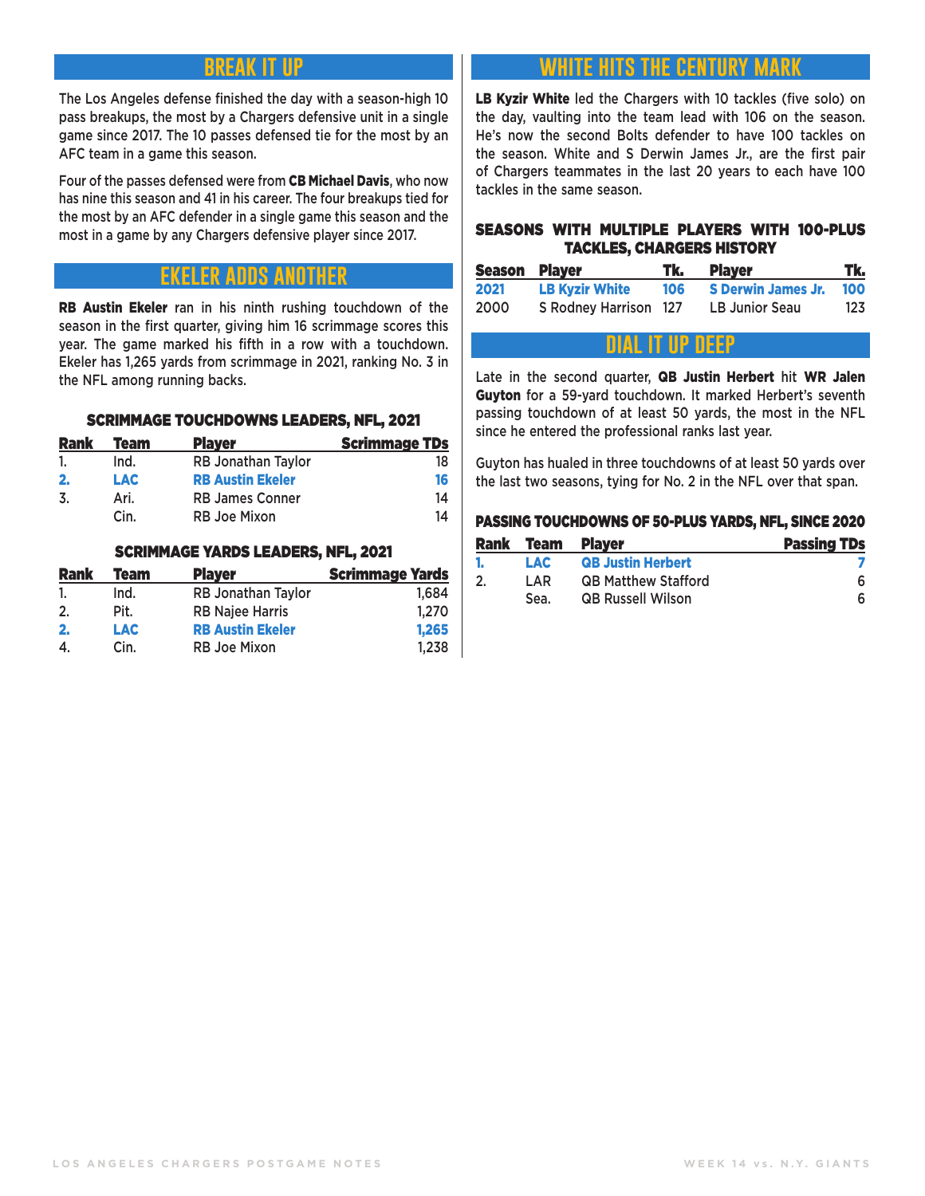## BREAK IT UP

The Los Angeles defense finished the day with a season-high 10 pass breakups, the most by a Chargers defensive unit in a single game since 2017. The 10 passes defensed tie for the most by an AFC team in a game this season.

Four of the passes defensed were from **CB Michael Davis**, who now has nine this season and 41 in his career. The four breakups tied for the most by an AFC defender in a single game this season and the most in a game by any Chargers defensive player since 2017.

## EKELER ADDS ANOTHER

**RB Austin Ekeler** ran in his ninth rushing touchdown of the season in the first quarter, giving him 16 scrimmage scores this year. The game marked his fifth in a row with a touchdown. Ekeler has 1,265 yards from scrimmage in 2021, ranking No. 3 in the NFL among running backs.

### SCRIMMAGE TOUCHDOWNS LEADERS, NFL, 2021

| Rank | Team | Player | Scrimmage TDs |
|---|---|---|---|
| 1. | Ind. | RB Jonathan Taylor | 18 |
| **2.** | **LAC** | **RB Austin Ekeler** | **16** |
| 3. | Ari. | RB James Conner | 14 |
| | Cin. | RB Joe Mixon | 14 |

### SCRIMMAGE YARDS LEADERS, NFL, 2021

| Rank | Team | Player | Scrimmage Yards |
|---|---|---|---|
| 1. | Ind. | RB Jonathan Taylor | 1,684 |
| 2. | Pit. | RB Najee Harris | 1,270 |
| **2.** | **LAC** | **RB Austin Ekeler** | **1,265** |
| 4. | Cin. | RB Joe Mixon | 1,238 |

## WHITE HITS THE CENTURY MARK

**LB Kyzir White** led the Chargers with 10 tackles (five solo) on the day, vaulting into the team lead with 106 on the season. He's now the second Bolts defender to have 100 tackles on the season. White and S Derwin James Jr., are the first pair of Chargers teammates in the last 20 years to each have 100 tackles in the same season.

### SEASONS WITH MULTIPLE PLAYERS WITH 100-PLUS TACKLES, CHARGERS HISTORY

| Season | Player | Tk. | Player | Tk. |
|---|---|---|---|---|
| **2021** | **LB Kyzir White** | **106** | **S Derwin James Jr.** | **100** |
| 2000 | S Rodney Harrison | 127 | LB Junior Seau | 123 |

## DIAL IT UP DEEP

Late in the second quarter, **QB Justin Herbert** hit **WR Jalen Guyton** for a 59-yard touchdown. It marked Herbert's seventh passing touchdown of at least 50 yards, the most in the NFL since he entered the professional ranks last year.

Guyton has hualed in three touchdowns of at least 50 yards over the last two seasons, tying for No. 2 in the NFL over that span.

### PASSING TOUCHDOWNS OF 50-PLUS YARDS, NFL, SINCE 2020

| Rank | Team | Player | Passing TDs |
|---|---|---|---|
| **1.** | **LAC** | **QB Justin Herbert** | **7** |
| 2. | LAR | QB Matthew Stafford | 6 |
| | Sea. | QB Russell Wilson | 6 |